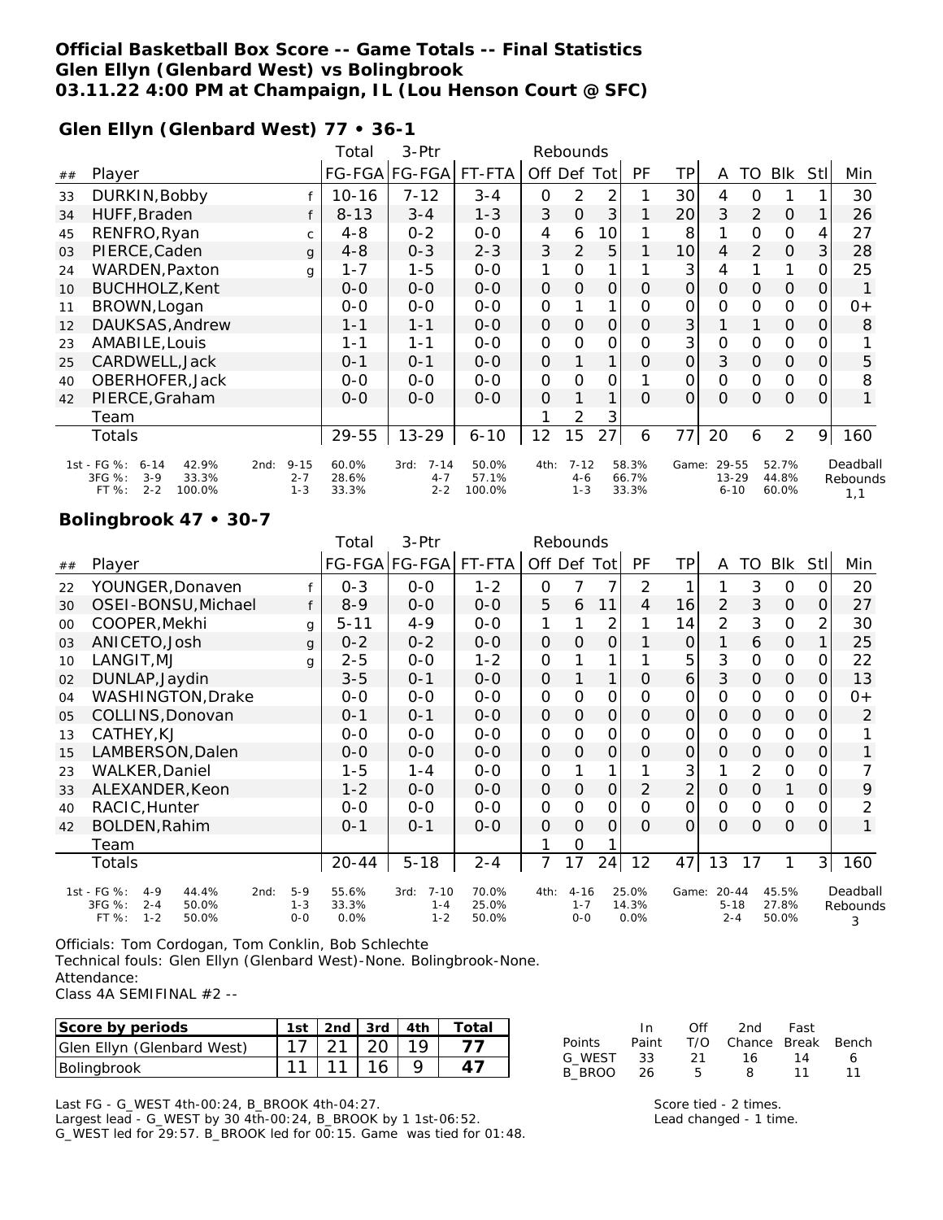# Official Basketball Box Score -- Game Totals -- Final Statistics
## Glen Ellyn (Glenbard West) vs Bolingbrook
### 03.11.22 4:00 PM at Champaign, IL (Lou Henson Court @ SFC)

**Glen Ellyn (Glenbard West) 77 • 36-1**

| ## | Player | | Total FG-FGA | 3-Ptr FG-FGA | FT-FTA | Off | Def | Tot | PF | TP | A | TO | Blk | Stl | Min |
|---|---|---|---|---|---|---|---|---|---|---|---|---|---|---|---|
| 33 | DURKIN,Bobby | f | 10-16 | 7-12 | 3-4 | 0 | 2 | 2 | 1 | 30 | 4 | 0 | 1 | 1 | 30 |
| 34 | HUFF,Braden | f | 8-13 | 3-4 | 1-3 | 3 | 0 | 3 | 1 | 20 | 3 | 2 | 0 | 1 | 26 |
| 45 | RENFRO,Ryan | c | 4-8 | 0-2 | 0-0 | 4 | 6 | 10 | 1 | 8 | 1 | 0 | 0 | 4 | 27 |
| 03 | PIERCE,Caden | g | 4-8 | 0-3 | 2-3 | 3 | 2 | 5 | 1 | 10 | 4 | 2 | 0 | 3 | 28 |
| 24 | WARDEN,Paxton | g | 1-7 | 1-5 | 0-0 | 1 | 0 | 1 | 1 | 3 | 4 | 1 | 1 | 0 | 25 |
| 10 | BUCHHOLZ,Kent | | 0-0 | 0-0 | 0-0 | 0 | 0 | 0 | 0 | 0 | 0 | 0 | 0 | 0 | 1 |
| 11 | BROWN,Logan | | 0-0 | 0-0 | 0-0 | 0 | 1 | 1 | 0 | 0 | 0 | 0 | 0 | 0 | 0+ |
| 12 | DAUKSAS,Andrew | | 1-1 | 1-1 | 0-0 | 0 | 0 | 0 | 0 | 3 | 1 | 1 | 0 | 0 | 8 |
| 23 | AMABILE,Louis | | 1-1 | 1-1 | 0-0 | 0 | 0 | 0 | 0 | 3 | 0 | 0 | 0 | 0 | 1 |
| 25 | CARDWELL,Jack | | 0-1 | 0-1 | 0-0 | 0 | 1 | 1 | 0 | 0 | 3 | 0 | 0 | 0 | 5 |
| 40 | OBERHOFER,Jack | | 0-0 | 0-0 | 0-0 | 0 | 0 | 0 | 1 | 0 | 0 | 0 | 0 | 0 | 8 |
| 42 | PIERCE,Graham | | 0-0 | 0-0 | 0-0 | 0 | 1 | 1 | 0 | 0 | 0 | 0 | 0 | 0 | 1 |
| | Team | | | | | 1 | 2 | 3 | | | | | | | |
| | Totals | | 29-55 | 13-29 | 6-10 | 12 | 15 | 27 | 6 | 77 | 20 | 6 | 2 | 9 | 160 |

| | 1st | | 2nd | | 3rd | | 4th | | Game | | Deadball Rebounds |
|---|---|---|---|---|---|---|---|---|---|---|---|
| FG % | 6-14 | 42.9% | 9-15 | 60.0% | 7-14 | 50.0% | 7-12 | 58.3% | 29-55 | 52.7% | 1,1 |
| 3FG % | 3-9 | 33.3% | 2-7 | 28.6% | 4-7 | 57.1% | 4-6 | 66.7% | 13-29 | 44.8% | |
| FT % | 2-2 | 100.0% | 1-3 | 33.3% | 2-2 | 100.0% | 1-3 | 33.3% | 6-10 | 60.0% | |

**Bolingbrook 47 • 30-7**

| ## | Player | | Total FG-FGA | 3-Ptr FG-FGA | FT-FTA | Off | Def | Tot | PF | TP | A | TO | Blk | Stl | Min |
|---|---|---|---|---|---|---|---|---|---|---|---|---|---|---|---|
| 22 | YOUNGER,Donaven | f | 0-3 | 0-0 | 1-2 | 0 | 7 | 7 | 2 | 1 | 1 | 3 | 0 | 0 | 20 |
| 30 | OSEI-BONSU,Michael | f | 8-9 | 0-0 | 0-0 | 5 | 6 | 11 | 4 | 16 | 2 | 3 | 0 | 0 | 27 |
| 00 | COOPER,Mekhi | g | 5-11 | 4-9 | 0-0 | 1 | 1 | 2 | 1 | 14 | 2 | 3 | 0 | 2 | 30 |
| 03 | ANICETO,Josh | g | 0-2 | 0-2 | 0-0 | 0 | 0 | 0 | 1 | 0 | 1 | 6 | 0 | 1 | 25 |
| 10 | LANGIT,MJ | g | 2-5 | 0-0 | 1-2 | 0 | 1 | 1 | 1 | 5 | 3 | 0 | 0 | 0 | 22 |
| 02 | DUNLAP,Jaydin | | 3-5 | 0-1 | 0-0 | 0 | 1 | 1 | 0 | 6 | 3 | 0 | 0 | 0 | 13 |
| 04 | WASHINGTON,Drake | | 0-0 | 0-0 | 0-0 | 0 | 0 | 0 | 0 | 0 | 0 | 0 | 0 | 0 | 0+ |
| 05 | COLLINS,Donovan | | 0-1 | 0-1 | 0-0 | 0 | 0 | 0 | 0 | 0 | 0 | 0 | 0 | 0 | 2 |
| 13 | CATHEY,KJ | | 0-0 | 0-0 | 0-0 | 0 | 0 | 0 | 0 | 0 | 0 | 0 | 0 | 0 | 1 |
| 15 | LAMBERSON,Dalen | | 0-0 | 0-0 | 0-0 | 0 | 0 | 0 | 0 | 0 | 0 | 0 | 0 | 0 | 1 |
| 23 | WALKER,Daniel | | 1-5 | 1-4 | 0-0 | 0 | 1 | 1 | 1 | 3 | 1 | 2 | 0 | 0 | 7 |
| 33 | ALEXANDER,Keon | | 1-2 | 0-0 | 0-0 | 0 | 0 | 0 | 2 | 2 | 0 | 0 | 1 | 0 | 9 |
| 40 | RACIC,Hunter | | 0-0 | 0-0 | 0-0 | 0 | 0 | 0 | 0 | 0 | 0 | 0 | 0 | 0 | 2 |
| 42 | BOLDEN,Rahim | | 0-1 | 0-1 | 0-0 | 0 | 0 | 0 | 0 | 0 | 0 | 0 | 0 | 0 | 1 |
| | Team | | | | | 1 | 0 | 1 | | | | | | | |
| | Totals | | 20-44 | 5-18 | 2-4 | 7 | 17 | 24 | 12 | 47 | 13 | 17 | 1 | 3 | 160 |

| | 1st | | 2nd | | 3rd | | 4th | | Game | | Deadball Rebounds |
|---|---|---|---|---|---|---|---|---|---|---|---|
| FG % | 4-9 | 44.4% | 5-9 | 55.6% | 7-10 | 70.0% | 4-16 | 25.0% | 20-44 | 45.5% | 3 |
| 3FG % | 2-4 | 50.0% | 1-3 | 33.3% | 1-4 | 25.0% | 1-7 | 14.3% | 5-18 | 27.8% | |
| FT % | 1-2 | 50.0% | 0-0 | 0.0% | 1-2 | 50.0% | 0-0 | 0.0% | 2-4 | 50.0% | |

Officials: Tom Cordogan, Tom Conklin, Bob Schlechte
Technical fouls: Glen Ellyn (Glenbard West)-None. Bolingbrook-None.
Attendance:
Class 4A SEMIFINAL #2 --

| Score by periods | 1st | 2nd | 3rd | 4th | Total |
|---|---|---|---|---|---|
| Glen Ellyn (Glenbard West) | 17 | 21 | 20 | 19 | 77 |
| Bolingbrook | 11 | 11 | 16 | 9 | 47 |

| Points | In Paint | Off T/O | 2nd Chance | Fast Break | Bench |
|---|---|---|---|---|---|
| G_WEST | 33 | 21 | 16 | 14 | 6 |
| B_BROO | 26 | 5 | 8 | 11 | 11 |

Last FG - G_WEST 4th-00:24, B_BROOK 4th-04:27.
Largest lead - G_WEST by 30 4th-00:24, B_BROOK by 1 1st-06:52.
G_WEST led for 29:57. B_BROOK led for 00:15. Game was tied for 01:48.

Score tied - 2 times.
Lead changed - 1 time.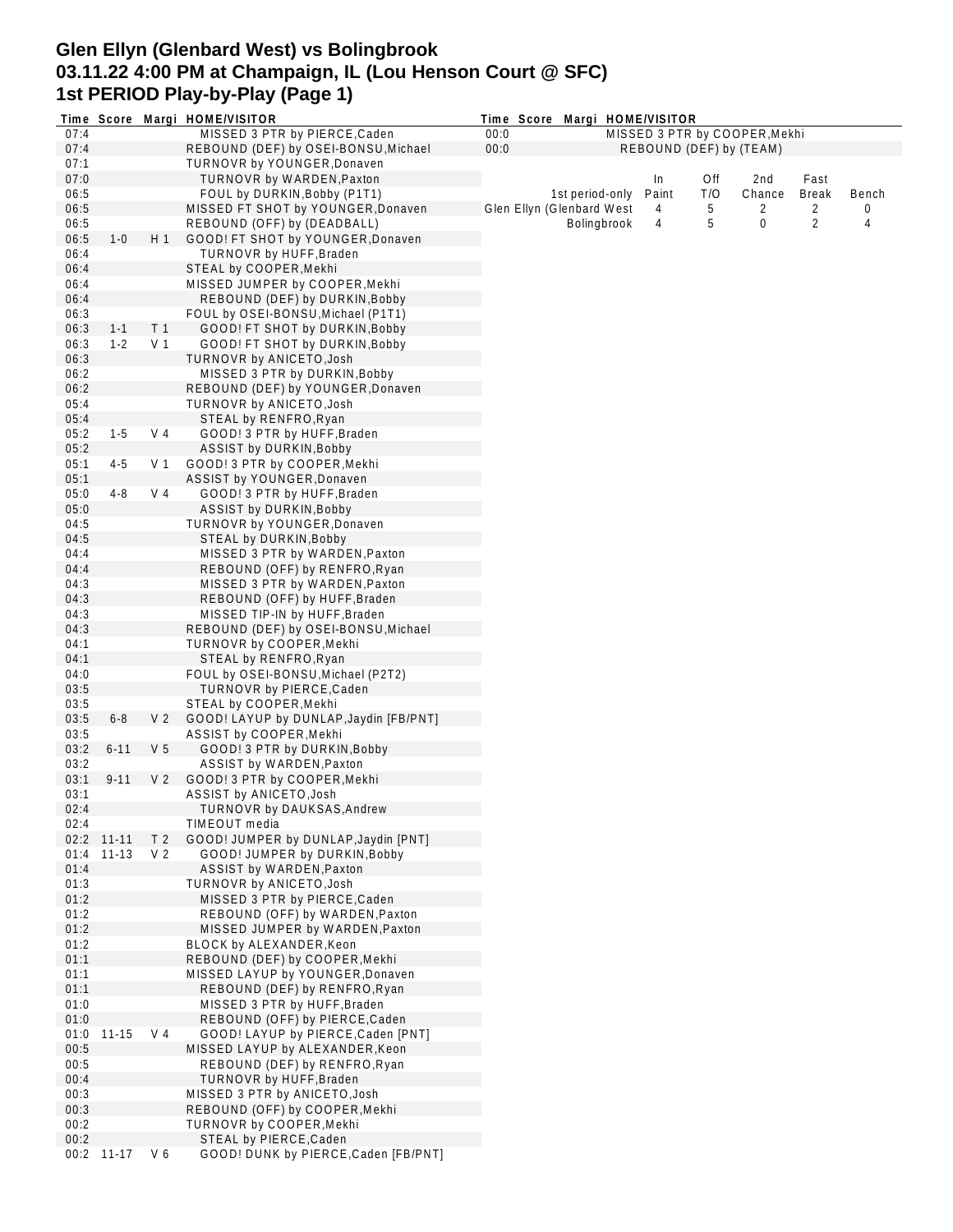# Glen Ellyn (Glenbard West) vs Bolingbrook
## 03.11.22 4:00 PM at Champaign, IL (Lou Henson Court @ SFC)
## 1st PERIOD Play-by-Play (Page 1)

| Time | Score | Margi | HOME/VISITOR |
|---|---|---|---|
| 07:4 | | | MISSED 3 PTR by PIERCE,Caden |
| 07:4 | | | REBOUND (DEF) by OSEI-BONSU,Michael |
| 07:1 | | | TURNOVR by YOUNGER,Donaven |
| 07:0 | | | TURNOVR by WARDEN,Paxton |
| 06:5 | | | FOUL by DURKIN,Bobby (P1T1) |
| 06:5 | | | MISSED FT SHOT by YOUNGER,Donaven |
| 06:5 | | | REBOUND (OFF) by (DEADBALL) |
| 06:5 | 1-0 | H 1 | GOOD! FT SHOT by YOUNGER,Donaven |
| 06:4 | | | TURNOVR by HUFF,Braden |
| 06:4 | | | STEAL by COOPER,Mekhi |
| 06:4 | | | MISSED JUMPER by COOPER,Mekhi |
| 06:4 | | | REBOUND (DEF) by DURKIN,Bobby |
| 06:3 | | | FOUL by OSEI-BONSU,Michael (P1T1) |
| 06:3 | 1-1 | T 1 | GOOD! FT SHOT by DURKIN,Bobby |
| 06:3 | 1-2 | V 1 | GOOD! FT SHOT by DURKIN,Bobby |
| 06:3 | | | TURNOVR by ANICETO,Josh |
| 06:2 | | | MISSED 3 PTR by DURKIN,Bobby |
| 06:2 | | | REBOUND (DEF) by YOUNGER,Donaven |
| 05:4 | | | TURNOVR by ANICETO,Josh |
| 05:4 | | | STEAL by RENFRO,Ryan |
| 05:2 | 1-5 | V 4 | GOOD! 3 PTR by HUFF,Braden |
| 05:2 | | | ASSIST by DURKIN,Bobby |
| 05:1 | 4-5 | V 1 | GOOD! 3 PTR by COOPER,Mekhi |
| 05:1 | | | ASSIST by YOUNGER,Donaven |
| 05:0 | 4-8 | V 4 | GOOD! 3 PTR by HUFF,Braden |
| 05:0 | | | ASSIST by DURKIN,Bobby |
| 04:5 | | | TURNOVR by YOUNGER,Donaven |
| 04:5 | | | STEAL by DURKIN,Bobby |
| 04:4 | | | MISSED 3 PTR by WARDEN,Paxton |
| 04:4 | | | REBOUND (OFF) by RENFRO,Ryan |
| 04:3 | | | MISSED 3 PTR by WARDEN,Paxton |
| 04:3 | | | REBOUND (OFF) by HUFF,Braden |
| 04:3 | | | MISSED TIP-IN by HUFF,Braden |
| 04:3 | | | REBOUND (DEF) by OSEI-BONSU,Michael |
| 04:1 | | | TURNOVR by COOPER,Mekhi |
| 04:1 | | | STEAL by RENFRO,Ryan |
| 04:0 | | | FOUL by OSEI-BONSU,Michael (P2T2) |
| 03:5 | | | TURNOVR by PIERCE,Caden |
| 03:5 | | | STEAL by COOPER,Mekhi |
| 03:5 | 6-8 | V 2 | GOOD! LAYUP by DUNLAP,Jaydin [FB/PNT] |
| 03:5 | | | ASSIST by COOPER,Mekhi |
| 03:2 | 6-11 | V 5 | GOOD! 3 PTR by DURKIN,Bobby |
| 03:2 | | | ASSIST by WARDEN,Paxton |
| 03:1 | 9-11 | V 2 | GOOD! 3 PTR by COOPER,Mekhi |
| 03:1 | | | ASSIST by ANICETO,Josh |
| 02:4 | | | TURNOVR by DAUKSAS,Andrew |
| 02:4 | | | TIMEOUT media |
| 02:2 | 11-11 | T 2 | GOOD! JUMPER by DUNLAP,Jaydin [PNT] |
| 01:4 | 11-13 | V 2 | GOOD! JUMPER by DURKIN,Bobby |
| 01:4 | | | ASSIST by WARDEN,Paxton |
| 01:3 | | | TURNOVR by ANICETO,Josh |
| 01:2 | | | MISSED 3 PTR by PIERCE,Caden |
| 01:2 | | | REBOUND (OFF) by WARDEN,Paxton |
| 01:2 | | | MISSED JUMPER by WARDEN,Paxton |
| 01:2 | | | BLOCK by ALEXANDER,Keon |
| 01:1 | | | REBOUND (DEF) by COOPER,Mekhi |
| 01:1 | | | MISSED LAYUP by YOUNGER,Donaven |
| 01:1 | | | REBOUND (DEF) by RENFRO,Ryan |
| 01:0 | | | MISSED 3 PTR by HUFF,Braden |
| 01:0 | | | REBOUND (OFF) by PIERCE,Caden |
| 01:0 | 11-15 | V 4 | GOOD! LAYUP by PIERCE,Caden [PNT] |
| 00:5 | | | MISSED LAYUP by ALEXANDER,Keon |
| 00:5 | | | REBOUND (DEF) by RENFRO,Ryan |
| 00:4 | | | TURNOVR by HUFF,Braden |
| 00:3 | | | MISSED 3 PTR by ANICETO,Josh |
| 00:3 | | | REBOUND (OFF) by COOPER,Mekhi |
| 00:2 | | | TURNOVR by COOPER,Mekhi |
| 00:2 | | | STEAL by PIERCE,Caden |
| 00:2 | 11-17 | V 6 | GOOD! DUNK by PIERCE,Caden [FB/PNT] |
| 00:0 | | | MISSED 3 PTR by COOPER,Mekhi |
| 00:0 | | | REBOUND (DEF) by (TEAM) |

| 1st period-only | In Paint | Off T/O | 2nd Chance | Fast Break | Bench |
|---|---|---|---|---|---|
| Glen Ellyn (Glenbard West | 4 | 5 | 2 | 2 | 0 |
| Bolingbrook | 4 | 5 | 0 | 2 | 4 |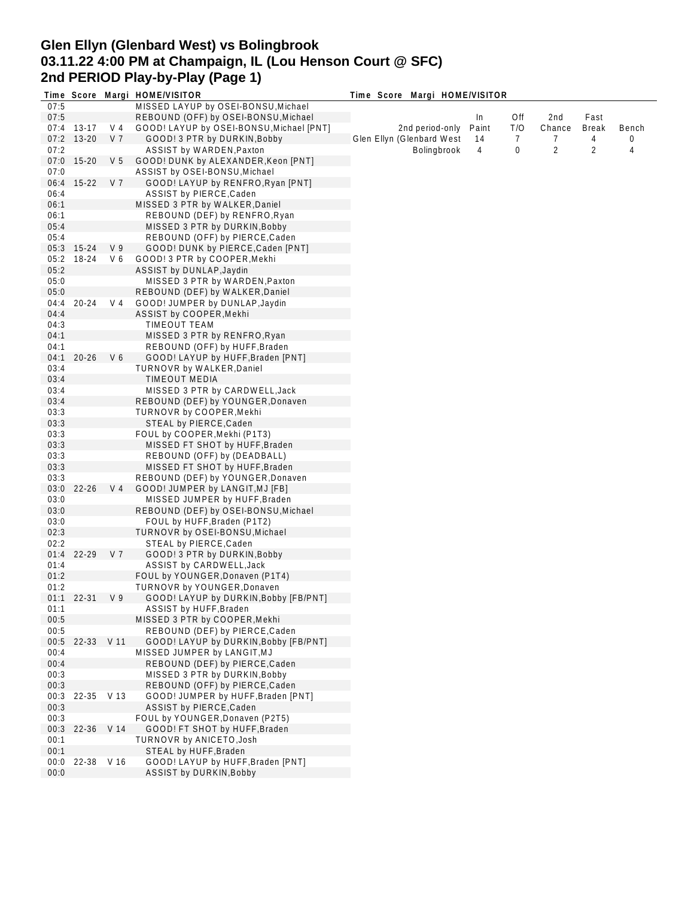# Glen Ellyn (Glenbard West) vs Bolingbrook
# 03.11.22 4:00 PM at Champaign, IL (Lou Henson Court @ SFC)
# 2nd PERIOD Play-by-Play (Page 1)

| 2nd period-only | In Paint | Off T/O | 2nd Chance | Fast Break | Bench |
|---|---|---|---|---|---|
| Glen Ellyn (Glenbard West | 14 | 7 | 7 | 4 | 0 |
| Bolingbrook | 4 | 0 | 2 | 2 | 4 |

| Time | Score | Margi | HOME | VISITOR |
|---|---|---|---|---|
| 07:5 | | | MISSED LAYUP by OSEI-BONSU,Michael | |
| 07:5 | | | REBOUND (OFF) by OSEI-BONSU,Michael | |
| 07:4 | 13-17 | V 4 | GOOD! LAYUP by OSEI-BONSU,Michael [PNT] | |
| 07:2 | 13-20 | V 7 | | GOOD! 3 PTR by DURKIN,Bobby |
| 07:2 | | | | ASSIST by WARDEN,Paxton |
| 07:0 | 15-20 | V 5 | GOOD! DUNK by ALEXANDER,Keon [PNT] | |
| 07:0 | | | ASSIST by OSEI-BONSU,Michael | |
| 06:4 | 15-22 | V 7 | | GOOD! LAYUP by RENFRO,Ryan [PNT] |
| 06:4 | | | | ASSIST by PIERCE,Caden |
| 06:1 | | | MISSED 3 PTR by WALKER,Daniel | |
| 06:1 | | | | REBOUND (DEF) by RENFRO,Ryan |
| 05:4 | | | | MISSED 3 PTR by DURKIN,Bobby |
| 05:4 | | | | REBOUND (OFF) by PIERCE,Caden |
| 05:3 | 15-24 | V 9 | | GOOD! DUNK by PIERCE,Caden [PNT] |
| 05:2 | 18-24 | V 6 | GOOD! 3 PTR by COOPER,Mekhi | |
| 05:2 | | | ASSIST by DUNLAP,Jaydin | |
| 05:0 | | | | MISSED 3 PTR by WARDEN,Paxton |
| 05:0 | | | REBOUND (DEF) by WALKER,Daniel | |
| 04:4 | 20-24 | V 4 | GOOD! JUMPER by DUNLAP,Jaydin | |
| 04:4 | | | ASSIST by COOPER,Mekhi | |
| 04:3 | | | | TIMEOUT TEAM |
| 04:1 | | | | MISSED 3 PTR by RENFRO,Ryan |
| 04:1 | | | | REBOUND (OFF) by HUFF,Braden |
| 04:1 | 20-26 | V 6 | | GOOD! LAYUP by HUFF,Braden [PNT] |
| 03:4 | | | TURNOVR by WALKER,Daniel | |
| 03:4 | | | | TIMEOUT MEDIA |
| 03:4 | | | | MISSED 3 PTR by CARDWELL,Jack |
| 03:4 | | | REBOUND (DEF) by YOUNGER,Donaven | |
| 03:3 | | | TURNOVR by COOPER,Mekhi | |
| 03:3 | | | | STEAL by PIERCE,Caden |
| 03:3 | | | FOUL by COOPER,Mekhi (P1T3) | |
| 03:3 | | | | MISSED FT SHOT by HUFF,Braden |
| 03:3 | | | | REBOUND (OFF) by (DEADBALL) |
| 03:3 | | | | MISSED FT SHOT by HUFF,Braden |
| 03:3 | | | REBOUND (DEF) by YOUNGER,Donaven | |
| 03:0 | 22-26 | V 4 | GOOD! JUMPER by LANGIT,MJ [FB] | |
| 03:0 | | | | MISSED JUMPER by HUFF,Braden |
| 03:0 | | | REBOUND (DEF) by OSEI-BONSU,Michael | |
| 03:0 | | | | FOUL by HUFF,Braden (P1T2) |
| 02:3 | | | TURNOVR by OSEI-BONSU,Michael | |
| 02:2 | | | | STEAL by PIERCE,Caden |
| 01:4 | 22-29 | V 7 | | GOOD! 3 PTR by DURKIN,Bobby |
| 01:4 | | | | ASSIST by CARDWELL,Jack |
| 01:2 | | | FOUL by YOUNGER,Donaven (P1T4) | |
| 01:2 | | | TURNOVR by YOUNGER,Donaven | |
| 01:1 | 22-31 | V 9 | | GOOD! LAYUP by DURKIN,Bobby [FB/PNT] |
| 01:1 | | | | ASSIST by HUFF,Braden |
| 00:5 | | | MISSED 3 PTR by COOPER,Mekhi | |
| 00:5 | | | | REBOUND (DEF) by PIERCE,Caden |
| 00:5 | 22-33 | V 11 | | GOOD! LAYUP by DURKIN,Bobby [FB/PNT] |
| 00:4 | | | MISSED JUMPER by LANGIT,MJ | |
| 00:4 | | | | REBOUND (DEF) by PIERCE,Caden |
| 00:3 | | | | MISSED 3 PTR by DURKIN,Bobby |
| 00:3 | | | | REBOUND (OFF) by PIERCE,Caden |
| 00:3 | 22-35 | V 13 | | GOOD! JUMPER by HUFF,Braden [PNT] |
| 00:3 | | | | ASSIST by PIERCE,Caden |
| 00:3 | | | FOUL by YOUNGER,Donaven (P2T5) | |
| 00:3 | 22-36 | V 14 | | GOOD! FT SHOT by HUFF,Braden |
| 00:1 | | | TURNOVR by ANICETO,Josh | |
| 00:1 | | | | STEAL by HUFF,Braden |
| 00:0 | 22-38 | V 16 | | GOOD! LAYUP by HUFF,Braden [PNT] |
| 00:0 | | | | ASSIST by DURKIN,Bobby |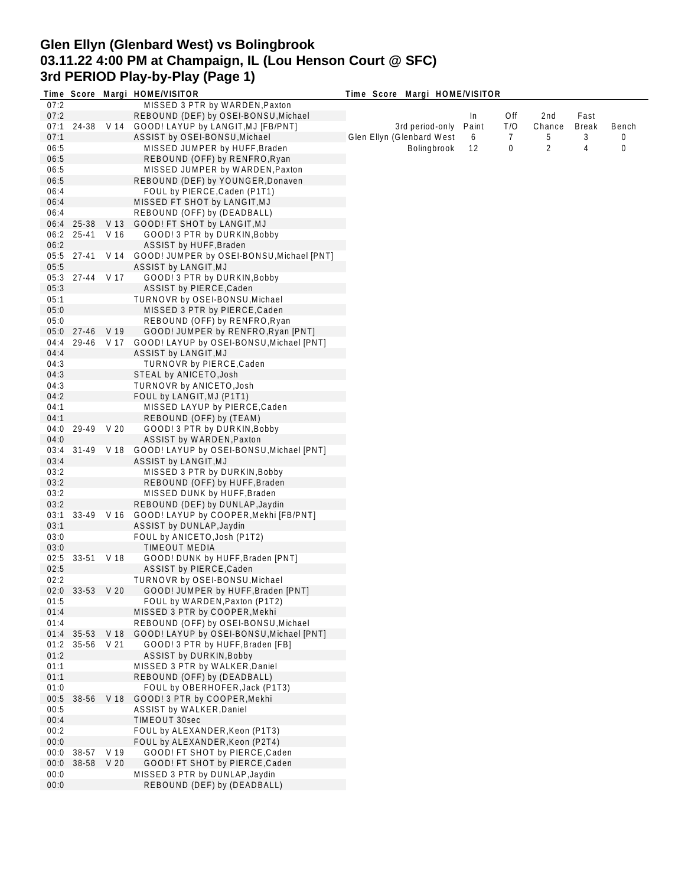# Glen Ellyn (Glenbard West) vs Bolingbrook
## 03.11.22 4:00 PM at Champaign, IL (Lou Henson Court @ SFC)
## 3rd PERIOD Play-by-Play (Page 1)

| Time | Score | Margi | HOME/VISITOR |
|---|---|---|---|
| 07:2 | | | MISSED 3 PTR by WARDEN,Paxton |
| 07:2 | | | REBOUND (DEF) by OSEI-BONSU,Michael |
| 07:1 | 24-38 | V 14 | GOOD! LAYUP by LANGIT,MJ [FB/PNT] |
| 07:1 | | | ASSIST by OSEI-BONSU,Michael |
| 06:5 | | | MISSED JUMPER by HUFF,Braden |
| 06:5 | | | REBOUND (OFF) by RENFRO,Ryan |
| 06:5 | | | MISSED JUMPER by WARDEN,Paxton |
| 06:5 | | | REBOUND (DEF) by YOUNGER,Donaven |
| 06:4 | | | FOUL by PIERCE,Caden (P1T1) |
| 06:4 | | | MISSED FT SHOT by LANGIT,MJ |
| 06:4 | | | REBOUND (OFF) by (DEADBALL) |
| 06:4 | 25-38 | V 13 | GOOD! FT SHOT by LANGIT,MJ |
| 06:2 | 25-41 | V 16 | GOOD! 3 PTR by DURKIN,Bobby |
| 06:2 | | | ASSIST by HUFF,Braden |
| 05:5 | 27-41 | V 14 | GOOD! JUMPER by OSEI-BONSU,Michael [PNT] |
| 05:5 | | | ASSIST by LANGIT,MJ |
| 05:3 | 27-44 | V 17 | GOOD! 3 PTR by DURKIN,Bobby |
| 05:3 | | | ASSIST by PIERCE,Caden |
| 05:1 | | | TURNOVR by OSEI-BONSU,Michael |
| 05:0 | | | MISSED 3 PTR by PIERCE,Caden |
| 05:0 | | | REBOUND (OFF) by RENFRO,Ryan |
| 05:0 | 27-46 | V 19 | GOOD! JUMPER by RENFRO,Ryan [PNT] |
| 04:4 | 29-46 | V 17 | GOOD! LAYUP by OSEI-BONSU,Michael [PNT] |
| 04:4 | | | ASSIST by LANGIT,MJ |
| 04:3 | | | TURNOVR by PIERCE,Caden |
| 04:3 | | | STEAL by ANICETO,Josh |
| 04:3 | | | TURNOVR by ANICETO,Josh |
| 04:2 | | | FOUL by LANGIT,MJ (P1T1) |
| 04:1 | | | MISSED LAYUP by PIERCE,Caden |
| 04:1 | | | REBOUND (OFF) by (TEAM) |
| 04:0 | 29-49 | V 20 | GOOD! 3 PTR by DURKIN,Bobby |
| 04:0 | | | ASSIST by WARDEN,Paxton |
| 03:4 | 31-49 | V 18 | GOOD! LAYUP by OSEI-BONSU,Michael [PNT] |
| 03:4 | | | ASSIST by LANGIT,MJ |
| 03:2 | | | MISSED 3 PTR by DURKIN,Bobby |
| 03:2 | | | REBOUND (OFF) by HUFF,Braden |
| 03:2 | | | MISSED DUNK by HUFF,Braden |
| 03:2 | | | REBOUND (DEF) by DUNLAP,Jaydin |
| 03:1 | 33-49 | V 16 | GOOD! LAYUP by COOPER,Mekhi [FB/PNT] |
| 03:1 | | | ASSIST by DUNLAP,Jaydin |
| 03:0 | | | FOUL by ANICETO,Josh (P1T2) |
| 03:0 | | | TIMEOUT MEDIA |
| 02:5 | 33-51 | V 18 | GOOD! DUNK by HUFF,Braden [PNT] |
| 02:5 | | | ASSIST by PIERCE,Caden |
| 02:2 | | | TURNOVR by OSEI-BONSU,Michael |
| 02:0 | 33-53 | V 20 | GOOD! JUMPER by HUFF,Braden [PNT] |
| 01:5 | | | FOUL by WARDEN,Paxton (P1T2) |
| 01:4 | | | MISSED 3 PTR by COOPER,Mekhi |
| 01:4 | | | REBOUND (OFF) by OSEI-BONSU,Michael |
| 01:4 | 35-53 | V 18 | GOOD! LAYUP by OSEI-BONSU,Michael [PNT] |
| 01:2 | 35-56 | V 21 | GOOD! 3 PTR by HUFF,Braden [FB] |
| 01:2 | | | ASSIST by DURKIN,Bobby |
| 01:1 | | | MISSED 3 PTR by WALKER,Daniel |
| 01:1 | | | REBOUND (OFF) by (DEADBALL) |
| 01:0 | | | FOUL by OBERHOFER,Jack (P1T3) |
| 00:5 | 38-56 | V 18 | GOOD! 3 PTR by COOPER,Mekhi |
| 00:5 | | | ASSIST by WALKER,Daniel |
| 00:4 | | | TIMEOUT 30sec |
| 00:2 | | | FOUL by ALEXANDER,Keon (P1T3) |
| 00:0 | | | FOUL by ALEXANDER,Keon (P2T4) |
| 00:0 | 38-57 | V 19 | GOOD! FT SHOT by PIERCE,Caden |
| 00:0 | 38-58 | V 20 | GOOD! FT SHOT by PIERCE,Caden |
| 00:0 | | | MISSED 3 PTR by DUNLAP,Jaydin |
| 00:0 | | | REBOUND (DEF) by (DEADBALL) |

| 3rd period-only | In Paint | Off T/O | 2nd Chance | Fast Break | Bench |
|---|---|---|---|---|---|
| Glen Ellyn (Glenbard West | 6 | 7 | 5 | 3 | 0 |
| Bolingbrook | 12 | 0 | 2 | 4 | 0 |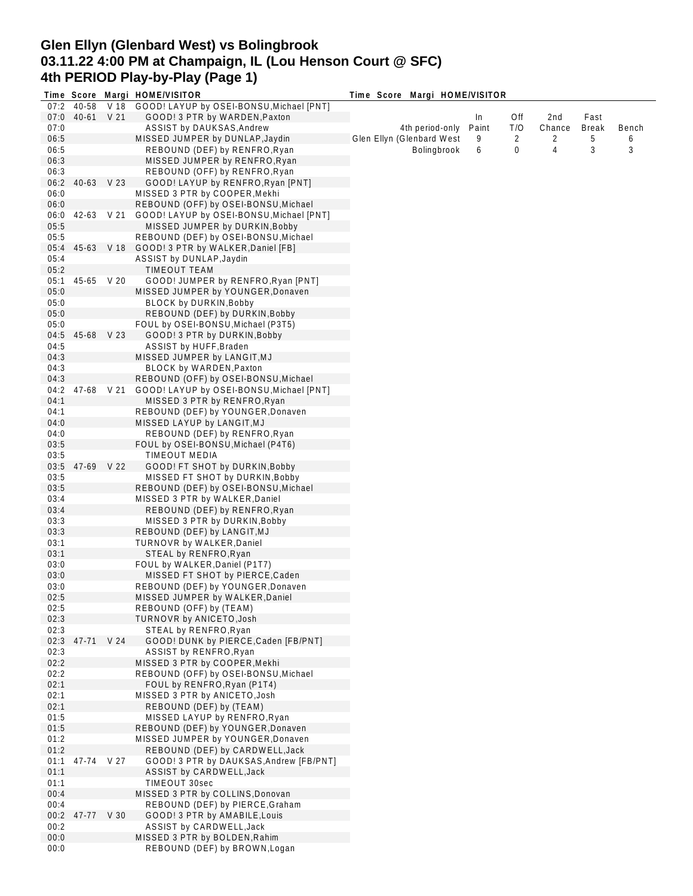# Glen Ellyn (Glenbard West) vs Bolingbrook
## 03.11.22 4:00 PM at Champaign, IL (Lou Henson Court @ SFC)
## 4th PERIOD Play-by-Play (Page 1)

| Time | Score | Margi | HOME/VISITOR |
|---|---|---|---|
| 07:2 | 40-58 | V 18 | GOOD! LAYUP by OSEI-BONSU,Michael [PNT] |
| 07:0 | 40-61 | V 21 | GOOD! 3 PTR by WARDEN,Paxton |
| 07:0 | | | ASSIST by DAUKSAS,Andrew |
| 06:5 | | | MISSED JUMPER by DUNLAP,Jaydin |
| 06:5 | | | REBOUND (DEF) by RENFRO,Ryan |
| 06:3 | | | MISSED JUMPER by RENFRO,Ryan |
| 06:3 | | | REBOUND (OFF) by RENFRO,Ryan |
| 06:2 | 40-63 | V 23 | GOOD! LAYUP by RENFRO,Ryan [PNT] |
| 06:0 | | | MISSED 3 PTR by COOPER,Mekhi |
| 06:0 | | | REBOUND (OFF) by OSEI-BONSU,Michael |
| 06:0 | 42-63 | V 21 | GOOD! LAYUP by OSEI-BONSU,Michael [PNT] |
| 05:5 | | | MISSED JUMPER by DURKIN,Bobby |
| 05:5 | | | REBOUND (DEF) by OSEI-BONSU,Michael |
| 05:4 | 45-63 | V 18 | GOOD! 3 PTR by WALKER,Daniel [FB] |
| 05:4 | | | ASSIST by DUNLAP,Jaydin |
| 05:2 | | | TIMEOUT TEAM |
| 05:1 | 45-65 | V 20 | GOOD! JUMPER by RENFRO,Ryan [PNT] |
| 05:0 | | | MISSED JUMPER by YOUNGER,Donaven |
| 05:0 | | | BLOCK by DURKIN,Bobby |
| 05:0 | | | REBOUND (DEF) by DURKIN,Bobby |
| 05:0 | | | FOUL by OSEI-BONSU,Michael (P3T5) |
| 04:5 | 45-68 | V 23 | GOOD! 3 PTR by DURKIN,Bobby |
| 04:5 | | | ASSIST by HUFF,Braden |
| 04:3 | | | MISSED JUMPER by LANGIT,MJ |
| 04:3 | | | BLOCK by WARDEN,Paxton |
| 04:3 | | | REBOUND (OFF) by OSEI-BONSU,Michael |
| 04:2 | 47-68 | V 21 | GOOD! LAYUP by OSEI-BONSU,Michael [PNT] |
| 04:1 | | | MISSED 3 PTR by RENFRO,Ryan |
| 04:1 | | | REBOUND (DEF) by YOUNGER,Donaven |
| 04:0 | | | MISSED LAYUP by LANGIT,MJ |
| 04:0 | | | REBOUND (DEF) by RENFRO,Ryan |
| 03:5 | | | FOUL by OSEI-BONSU,Michael (P4T6) |
| 03:5 | | | TIMEOUT MEDIA |
| 03:5 | 47-69 | V 22 | GOOD! FT SHOT by DURKIN,Bobby |
| 03:5 | | | MISSED FT SHOT by DURKIN,Bobby |
| 03:5 | | | REBOUND (DEF) by OSEI-BONSU,Michael |
| 03:4 | | | MISSED 3 PTR by WALKER,Daniel |
| 03:4 | | | REBOUND (DEF) by RENFRO,Ryan |
| 03:3 | | | MISSED 3 PTR by DURKIN,Bobby |
| 03:3 | | | REBOUND (DEF) by LANGIT,MJ |
| 03:1 | | | TURNOVR by WALKER,Daniel |
| 03:1 | | | STEAL by RENFRO,Ryan |
| 03:0 | | | FOUL by WALKER,Daniel (P1T7) |
| 03:0 | | | MISSED FT SHOT by PIERCE,Caden |
| 03:0 | | | REBOUND (DEF) by YOUNGER,Donaven |
| 02:5 | | | MISSED JUMPER by WALKER,Daniel |
| 02:5 | | | REBOUND (OFF) by (TEAM) |
| 02:3 | | | TURNOVR by ANICETO,Josh |
| 02:3 | | | STEAL by RENFRO,Ryan |
| 02:3 | 47-71 | V 24 | GOOD! DUNK by PIERCE,Caden [FB/PNT] |
| 02:3 | | | ASSIST by RENFRO,Ryan |
| 02:2 | | | MISSED 3 PTR by COOPER,Mekhi |
| 02:2 | | | REBOUND (OFF) by OSEI-BONSU,Michael |
| 02:1 | | | FOUL by RENFRO,Ryan (P1T4) |
| 02:1 | | | MISSED 3 PTR by ANICETO,Josh |
| 02:1 | | | REBOUND (DEF) by (TEAM) |
| 01:5 | | | MISSED LAYUP by RENFRO,Ryan |
| 01:5 | | | REBOUND (DEF) by YOUNGER,Donaven |
| 01:2 | | | MISSED JUMPER by YOUNGER,Donaven |
| 01:2 | | | REBOUND (DEF) by CARDWELL,Jack |
| 01:1 | 47-74 | V 27 | GOOD! 3 PTR by DAUKSAS,Andrew [FB/PNT] |
| 01:1 | | | ASSIST by CARDWELL,Jack |
| 01:1 | | | TIMEOUT 30sec |
| 00:4 | | | MISSED 3 PTR by COLLINS,Donovan |
| 00:4 | | | REBOUND (DEF) by PIERCE,Graham |
| 00:2 | 47-77 | V 30 | GOOD! 3 PTR by AMABILE,Louis |
| 00:2 | | | ASSIST by CARDWELL,Jack |
| 00:0 | | | MISSED 3 PTR by BOLDEN,Rahim |
| 00:0 | | | REBOUND (DEF) by BROWN,Logan |

| 4th period-only | In Paint | Off T/O | 2nd Chance | Fast Break | Bench |
|---|---|---|---|---|---|
| Glen Ellyn (Glenbard West | 9 | 2 | 2 | 5 | 6 |
| Bolingbrook | 6 | 0 | 4 | 3 | 3 |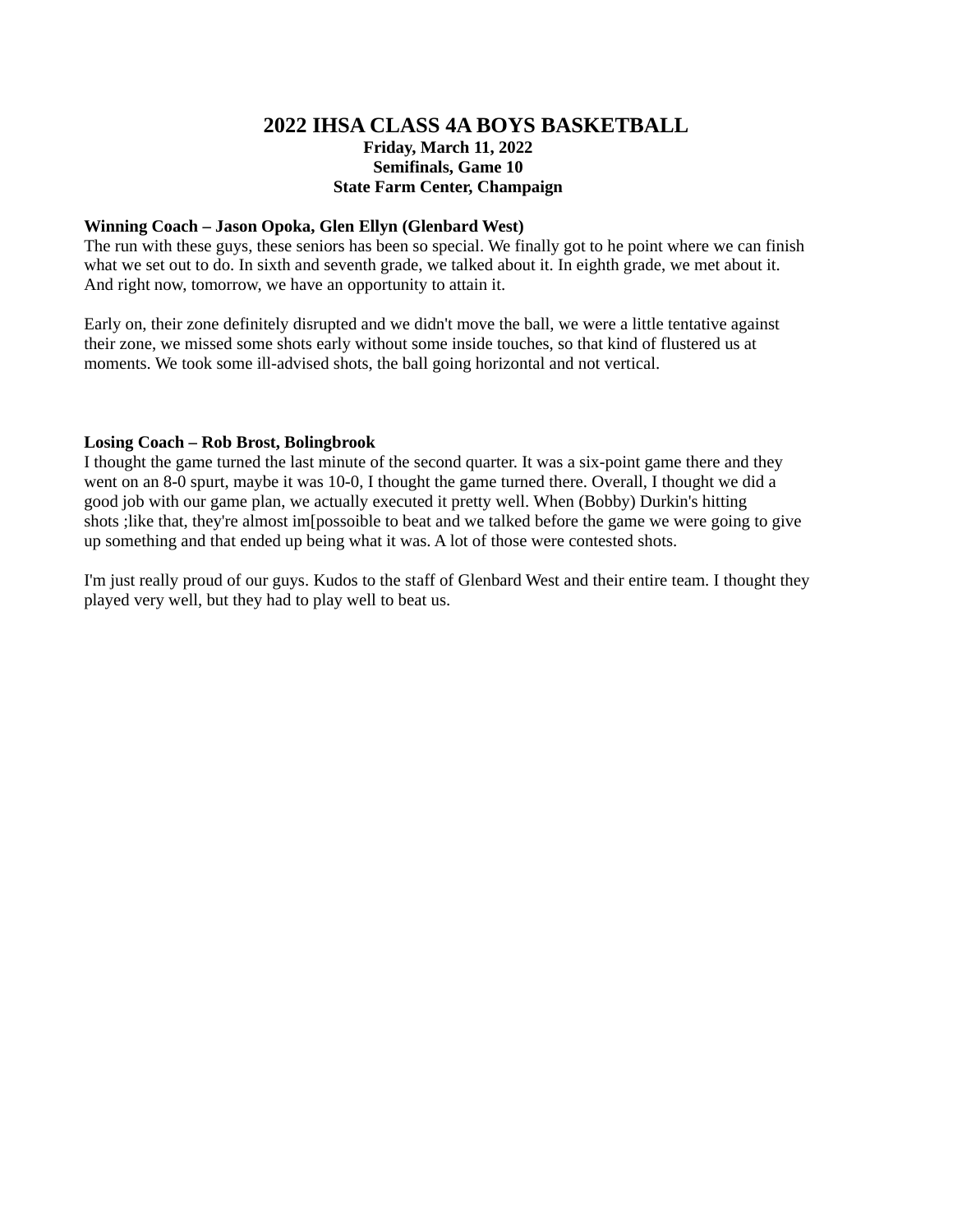# 2022 IHSA CLASS 4A BOYS BASKETBALL

**Friday, March 11, 2022**
**Semifinals, Game 10**
**State Farm Center, Champaign**

**Winning Coach – Jason Opoka, Glen Ellyn (Glenbard West)**
The run with these guys, these seniors has been so special. We finally got to he point where we can finish what we set out to do. In sixth and seventh grade, we talked about it. In eighth grade, we met about it. And right now, tomorrow, we have an opportunity to attain it.

Early on, their zone definitely disrupted and we didn't move the ball, we were a little tentative against their zone, we missed some shots early without some inside touches, so that kind of flustered us at moments. We took some ill-advised shots, the ball going horizontal and not vertical.

**Losing Coach – Rob Brost, Bolingbrook**
I thought the game turned the last minute of the second quarter. It was a six-point game there and they went on an 8-0 spurt, maybe it was 10-0, I thought the game turned there. Overall, I thought we did a good job with our game plan, we actually executed it pretty well. When (Bobby) Durkin's hitting shots ;like that, they're almost im[possoible to beat and we talked before the game we were going to give up something and that ended up being what it was. A lot of those were contested shots.

I'm just really proud of our guys. Kudos to the staff of Glenbard West and their entire team. I thought they played very well, but they had to play well to beat us.